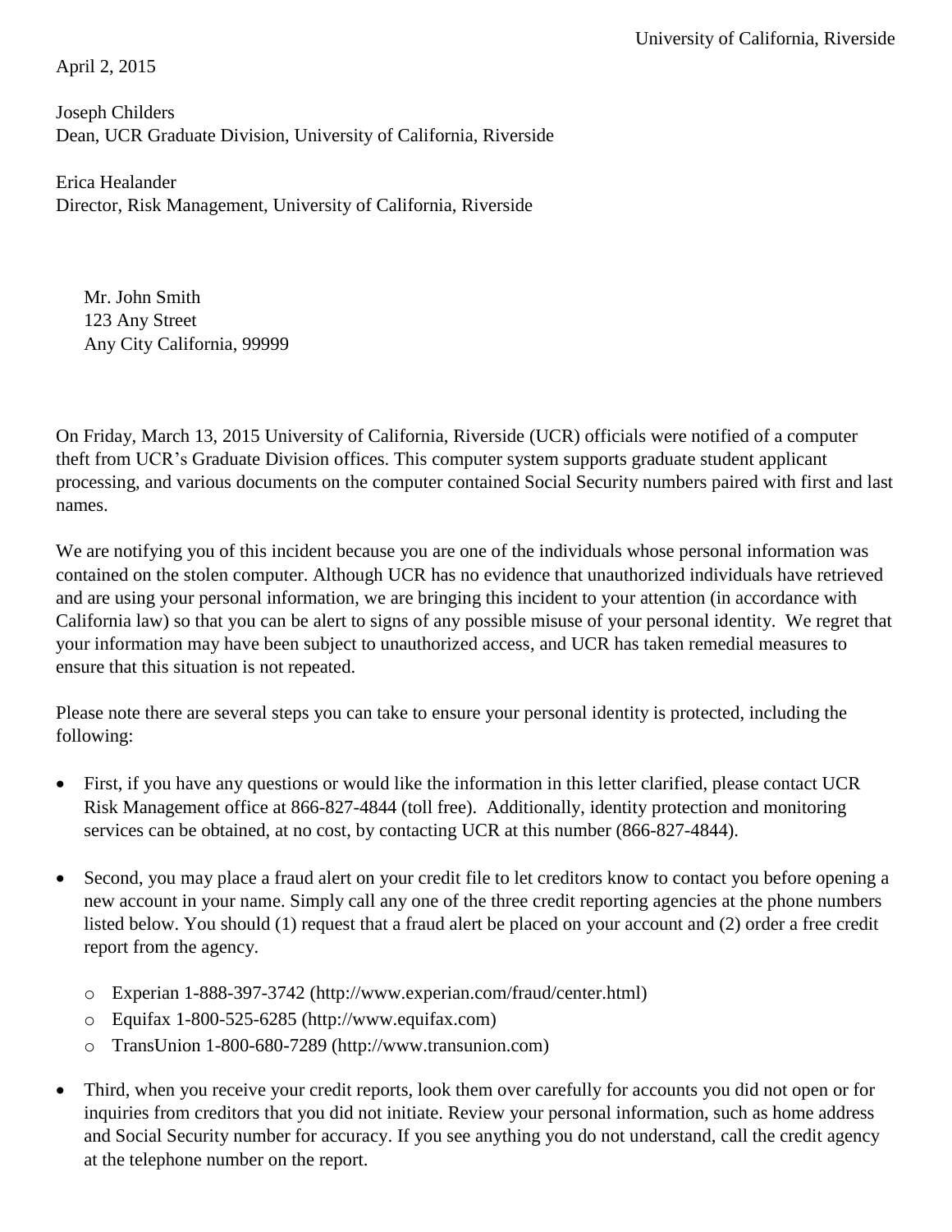University of California, Riverside

April 2, 2015

Joseph Childers
Dean, UCR Graduate Division, University of California, Riverside

Erica Healander
Director, Risk Management, University of California, Riverside

Mr. John Smith
123 Any Street
Any City California, 99999

On Friday, March 13, 2015 University of California, Riverside (UCR) officials were notified of a computer theft from UCR's Graduate Division offices. This computer system supports graduate student applicant processing, and various documents on the computer contained Social Security numbers paired with first and last names.

We are notifying you of this incident because you are one of the individuals whose personal information was contained on the stolen computer. Although UCR has no evidence that unauthorized individuals have retrieved and are using your personal information, we are bringing this incident to your attention (in accordance with California law) so that you can be alert to signs of any possible misuse of your personal identity. We regret that your information may have been subject to unauthorized access, and UCR has taken remedial measures to ensure that this situation is not repeated.

Please note there are several steps you can take to ensure your personal identity is protected, including the following:

- First, if you have any questions or would like the information in this letter clarified, please contact UCR Risk Management office at 866-827-4844 (toll free). Additionally, identity protection and monitoring services can be obtained, at no cost, by contacting UCR at this number (866-827-4844).

- Second, you may place a fraud alert on your credit file to let creditors know to contact you before opening a new account in your name. Simply call any one of the three credit reporting agencies at the phone numbers listed below. You should (1) request that a fraud alert be placed on your account and (2) order a free credit report from the agency.
  - Experian 1-888-397-3742 (http://www.experian.com/fraud/center.html)
  - Equifax 1-800-525-6285 (http://www.equifax.com)
  - TransUnion 1-800-680-7289 (http://www.transunion.com)

- Third, when you receive your credit reports, look them over carefully for accounts you did not open or for inquiries from creditors that you did not initiate. Review your personal information, such as home address and Social Security number for accuracy. If you see anything you do not understand, call the credit agency at the telephone number on the report.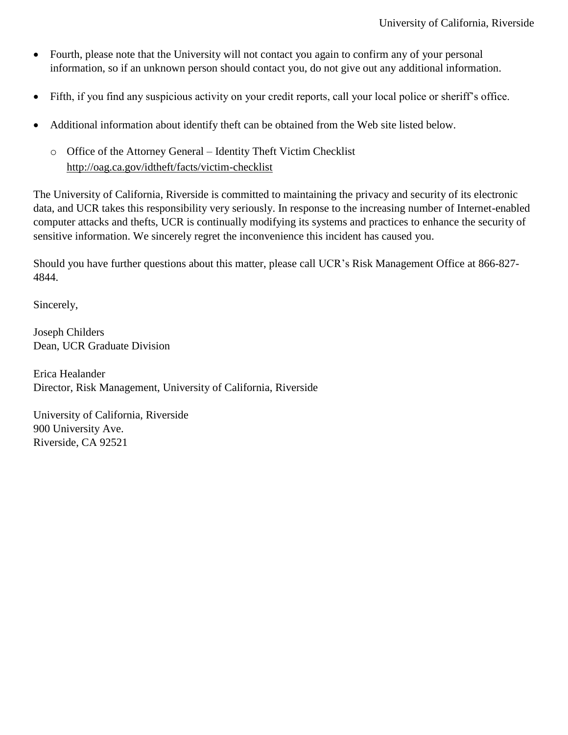- Fourth, please note that the University will not contact you again to confirm any of your personal information, so if an unknown person should contact you, do not give out any additional information.

- Fifth, if you find any suspicious activity on your credit reports, call your local police or sheriff's office.

- Additional information about identify theft can be obtained from the Web site listed below.

  - Office of the Attorney General – Identity Theft Victim Checklist
    http://oag.ca.gov/idtheft/facts/victim-checklist

The University of California, Riverside is committed to maintaining the privacy and security of its electronic data, and UCR takes this responsibility very seriously. In response to the increasing number of Internet-enabled computer attacks and thefts, UCR is continually modifying its systems and practices to enhance the security of sensitive information. We sincerely regret the inconvenience this incident has caused you.

Should you have further questions about this matter, please call UCR's Risk Management Office at 866-827-4844.

Sincerely,

Joseph Childers
Dean, UCR Graduate Division

Erica Healander
Director, Risk Management, University of California, Riverside

University of California, Riverside
900 University Ave.
Riverside, CA 92521